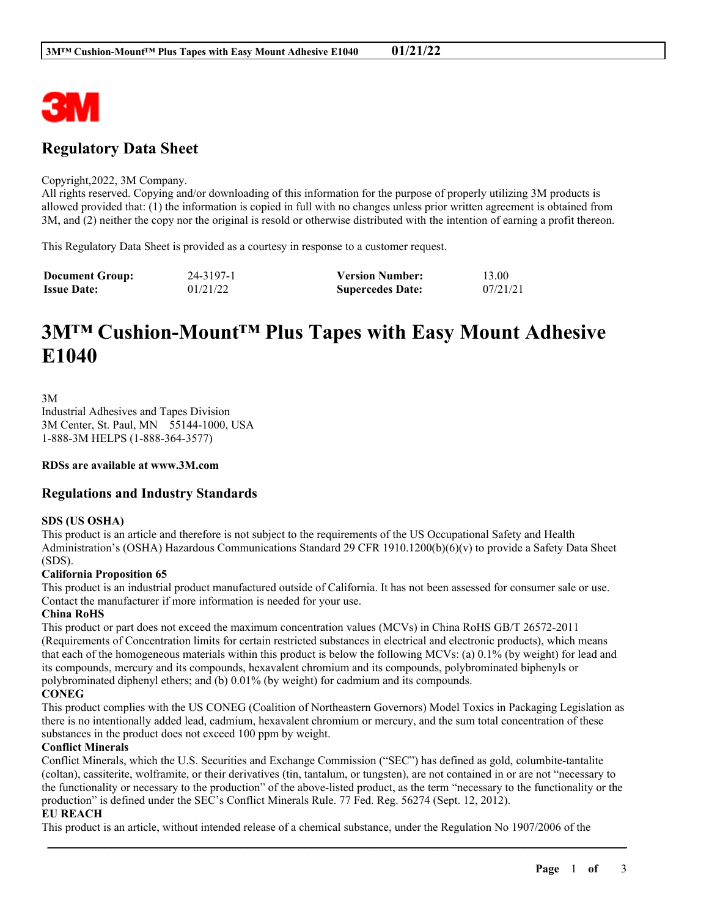## Regulatory Data Sheet

Copyright,2022, 3M Company.
All rights reserved. Copying and/or downloading of this information for the purpose of properly utilizing 3M products is allowed provided that: (1) the information is copied in full with no changes unless prior written agreement is obtained from 3M, and (2) neither the copy nor the original is resold or otherwise distributed with the intention of earning a profit thereon.

This Regulatory Data Sheet is provided as a courtesy in response to a customer request.

| | | | |
|---|---|---|---|
| **Document Group:** | 24-3197-1 | **Version Number:** | 13.00 |
| **Issue Date:** | 01/21/22 | **Supercedes Date:** | 07/21/21 |

# 3M™ Cushion-Mount™ Plus Tapes with Easy Mount Adhesive E1040

3M
Industrial Adhesives and Tapes Division
3M Center, St. Paul, MN 55144-1000, USA
1-888-3M HELPS (1-888-364-3577)

**RDSs are available at www.3M.com**

## Regulations and Industry Standards

**SDS (US OSHA)**
This product is an article and therefore is not subject to the requirements of the US Occupational Safety and Health Administration's (OSHA) Hazardous Communications Standard 29 CFR 1910.1200(b)(6)(v) to provide a Safety Data Sheet (SDS).

**California Proposition 65**
This product is an industrial product manufactured outside of California. It has not been assessed for consumer sale or use. Contact the manufacturer if more information is needed for your use.

**China RoHS**
This product or part does not exceed the maximum concentration values (MCVs) in China RoHS GB/T 26572-2011 (Requirements of Concentration limits for certain restricted substances in electrical and electronic products), which means that each of the homogeneous materials within this product is below the following MCVs: (a) 0.1% (by weight) for lead and its compounds, mercury and its compounds, hexavalent chromium and its compounds, polybrominated biphenyls or polybrominated diphenyl ethers; and (b) 0.01% (by weight) for cadmium and its compounds.

**CONEG**
This product complies with the US CONEG (Coalition of Northeastern Governors) Model Toxics in Packaging Legislation as there is no intentionally added lead, cadmium, hexavalent chromium or mercury, and the sum total concentration of these substances in the product does not exceed 100 ppm by weight.

**Conflict Minerals**
Conflict Minerals, which the U.S. Securities and Exchange Commission ("SEC") has defined as gold, columbite-tantalite (coltan), cassiterite, wolframite, or their derivatives (tin, tantalum, or tungsten), are not contained in or are not "necessary to the functionality or necessary to the production" of the above-listed product, as the term "necessary to the functionality or the production" is defined under the SEC's Conflict Minerals Rule. 77 Fed. Reg. 56274 (Sept. 12, 2012).

**EU REACH**
This product is an article, without intended release of a chemical substance, under the Regulation No 1907/2006 of the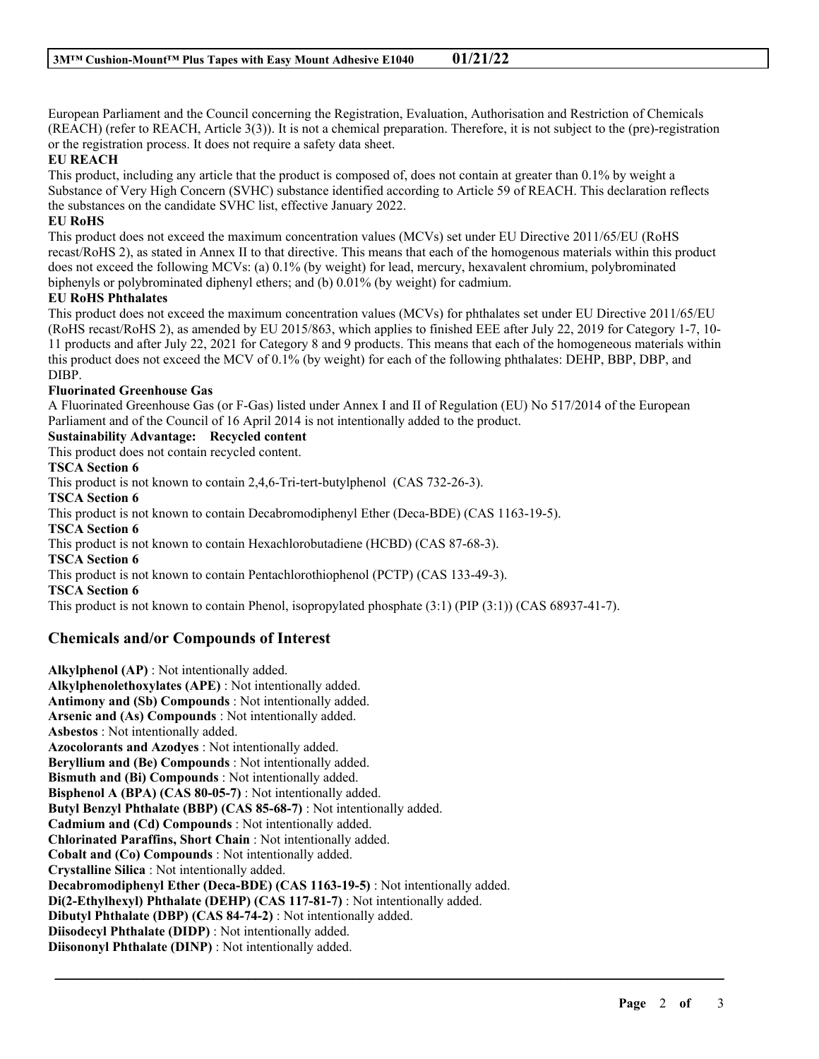European Parliament and the Council concerning the Registration, Evaluation, Authorisation and Restriction of Chemicals (REACH) (refer to REACH, Article 3(3)). It is not a chemical preparation. Therefore, it is not subject to the (pre)-registration or the registration process. It does not require a safety data sheet.

**EU REACH**

This product, including any article that the product is composed of, does not contain at greater than 0.1% by weight a Substance of Very High Concern (SVHC) substance identified according to Article 59 of REACH. This declaration reflects the substances on the candidate SVHC list, effective January 2022.

**EU RoHS**

This product does not exceed the maximum concentration values (MCVs) set under EU Directive 2011/65/EU (RoHS recast/RoHS 2), as stated in Annex II to that directive. This means that each of the homogenous materials within this product does not exceed the following MCVs: (a) 0.1% (by weight) for lead, mercury, hexavalent chromium, polybrominated biphenyls or polybrominated diphenyl ethers; and (b) 0.01% (by weight) for cadmium.

**EU RoHS Phthalates**

This product does not exceed the maximum concentration values (MCVs) for phthalates set under EU Directive 2011/65/EU (RoHS recast/RoHS 2), as amended by EU 2015/863, which applies to finished EEE after July 22, 2019 for Category 1-7, 10-11 products and after July 22, 2021 for Category 8 and 9 products. This means that each of the homogeneous materials within this product does not exceed the MCV of 0.1% (by weight) for each of the following phthalates: DEHP, BBP, DBP, and DIBP.

**Fluorinated Greenhouse Gas**

A Fluorinated Greenhouse Gas (or F-Gas) listed under Annex I and II of Regulation (EU) No 517/2014 of the European Parliament and of the Council of 16 April 2014 is not intentionally added to the product.

**Sustainability Advantage: Recycled content**

This product does not contain recycled content.

**TSCA Section 6**

This product is not known to contain 2,4,6-Tri-tert-butylphenol (CAS 732-26-3).

**TSCA Section 6**

This product is not known to contain Decabromodiphenyl Ether (Deca-BDE) (CAS 1163-19-5).

**TSCA Section 6**

This product is not known to contain Hexachlorobutadiene (HCBD) (CAS 87-68-3).

**TSCA Section 6**

This product is not known to contain Pentachlorothiophenol (PCTP) (CAS 133-49-3).

**TSCA Section 6**

This product is not known to contain Phenol, isopropylated phosphate (3:1) (PIP (3:1)) (CAS 68937-41-7).

## Chemicals and/or Compounds of Interest

**Alkylphenol (AP)** : Not intentionally added.
**Alkylphenolethoxylates (APE)** : Not intentionally added.
**Antimony and (Sb) Compounds** : Not intentionally added.
**Arsenic and (As) Compounds** : Not intentionally added.
**Asbestos** : Not intentionally added.
**Azocolorants and Azodyes** : Not intentionally added.
**Beryllium and (Be) Compounds** : Not intentionally added.
**Bismuth and (Bi) Compounds** : Not intentionally added.
**Bisphenol A (BPA) (CAS 80-05-7)** : Not intentionally added.
**Butyl Benzyl Phthalate (BBP) (CAS 85-68-7)** : Not intentionally added.
**Cadmium and (Cd) Compounds** : Not intentionally added.
**Chlorinated Paraffins, Short Chain** : Not intentionally added.
**Cobalt and (Co) Compounds** : Not intentionally added.
**Crystalline Silica** : Not intentionally added.
**Decabromodiphenyl Ether (Deca-BDE) (CAS 1163-19-5)** : Not intentionally added.
**Di(2-Ethylhexyl) Phthalate (DEHP) (CAS 117-81-7)** : Not intentionally added.
**Dibutyl Phthalate (DBP) (CAS 84-74-2)** : Not intentionally added.
**Diisodecyl Phthalate (DIDP)** : Not intentionally added.
**Diisononyl Phthalate (DINP)** : Not intentionally added.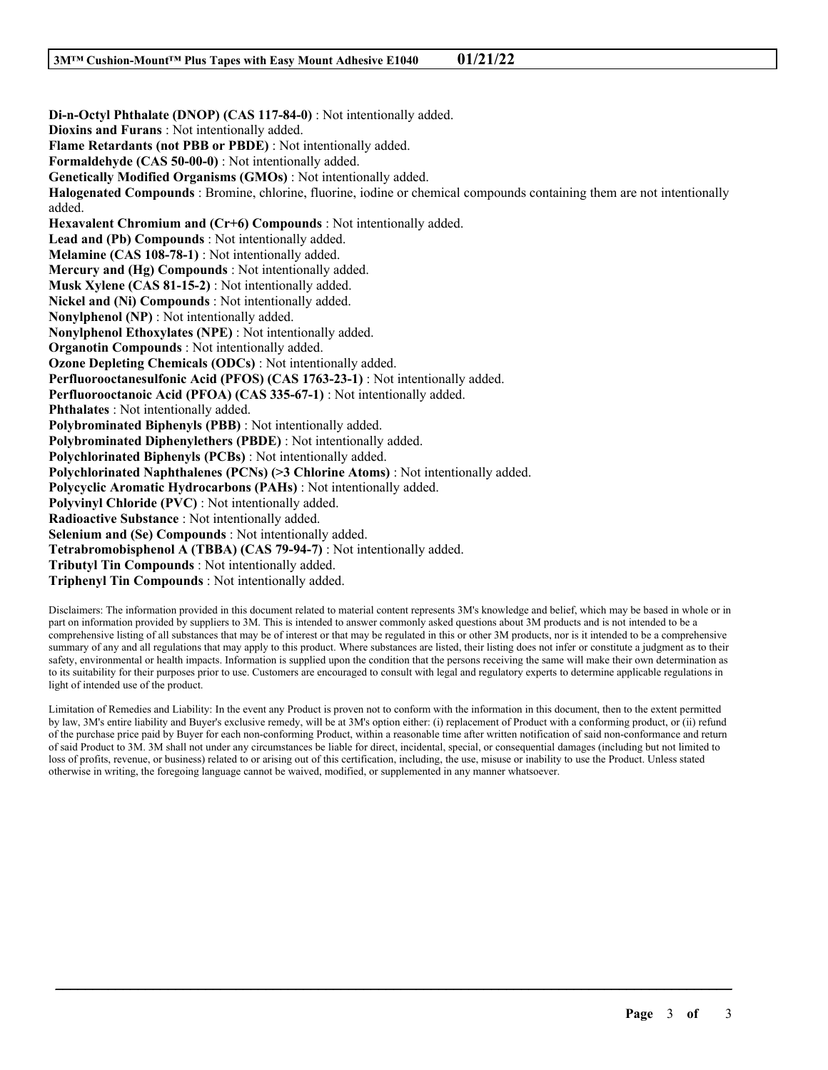**Di-n-Octyl Phthalate (DNOP) (CAS 117-84-0)** : Not intentionally added.
**Dioxins and Furans** : Not intentionally added.
**Flame Retardants (not PBB or PBDE)** : Not intentionally added.
**Formaldehyde (CAS 50-00-0)** : Not intentionally added.
**Genetically Modified Organisms (GMOs)** : Not intentionally added.
**Halogenated Compounds** : Bromine, chlorine, fluorine, iodine or chemical compounds containing them are not intentionally added.
**Hexavalent Chromium and (Cr+6) Compounds** : Not intentionally added.
**Lead and (Pb) Compounds** : Not intentionally added.
**Melamine (CAS 108-78-1)** : Not intentionally added.
**Mercury and (Hg) Compounds** : Not intentionally added.
**Musk Xylene (CAS 81-15-2)** : Not intentionally added.
**Nickel and (Ni) Compounds** : Not intentionally added.
**Nonylphenol (NP)** : Not intentionally added.
**Nonylphenol Ethoxylates (NPE)** : Not intentionally added.
**Organotin Compounds** : Not intentionally added.
**Ozone Depleting Chemicals (ODCs)** : Not intentionally added.
**Perfluorooctanesulfonic Acid (PFOS) (CAS 1763-23-1)** : Not intentionally added.
**Perfluorooctanoic Acid (PFOA) (CAS 335-67-1)** : Not intentionally added.
**Phthalates** : Not intentionally added.
**Polybrominated Biphenyls (PBB)** : Not intentionally added.
**Polybrominated Diphenylethers (PBDE)** : Not intentionally added.
**Polychlorinated Biphenyls (PCBs)** : Not intentionally added.
**Polychlorinated Naphthalenes (PCNs) (>3 Chlorine Atoms)** : Not intentionally added.
**Polycyclic Aromatic Hydrocarbons (PAHs)** : Not intentionally added.
**Polyvinyl Chloride (PVC)** : Not intentionally added.
**Radioactive Substance** : Not intentionally added.
**Selenium and (Se) Compounds** : Not intentionally added.
**Tetrabromobisphenol A (TBBA) (CAS 79-94-7)** : Not intentionally added.
**Tributyl Tin Compounds** : Not intentionally added.
**Triphenyl Tin Compounds** : Not intentionally added.

Disclaimers: The information provided in this document related to material content represents 3M's knowledge and belief, which may be based in whole or in part on information provided by suppliers to 3M. This is intended to answer commonly asked questions about 3M products and is not intended to be a comprehensive listing of all substances that may be of interest or that may be regulated in this or other 3M products, nor is it intended to be a comprehensive summary of any and all regulations that may apply to this product. Where substances are listed, their listing does not infer or constitute a judgment as to their safety, environmental or health impacts. Information is supplied upon the condition that the persons receiving the same will make their own determination as to its suitability for their purposes prior to use. Customers are encouraged to consult with legal and regulatory experts to determine applicable regulations in light of intended use of the product.

Limitation of Remedies and Liability: In the event any Product is proven not to conform with the information in this document, then to the extent permitted by law, 3M's entire liability and Buyer's exclusive remedy, will be at 3M's option either: (i) replacement of Product with a conforming product, or (ii) refund of the purchase price paid by Buyer for each non-conforming Product, within a reasonable time after written notification of said non-conformance and return of said Product to 3M. 3M shall not under any circumstances be liable for direct, incidental, special, or consequential damages (including but not limited to loss of profits, revenue, or business) related to or arising out of this certification, including, the use, misuse or inability to use the Product. Unless stated otherwise in writing, the foregoing language cannot be waived, modified, or supplemented in any manner whatsoever.